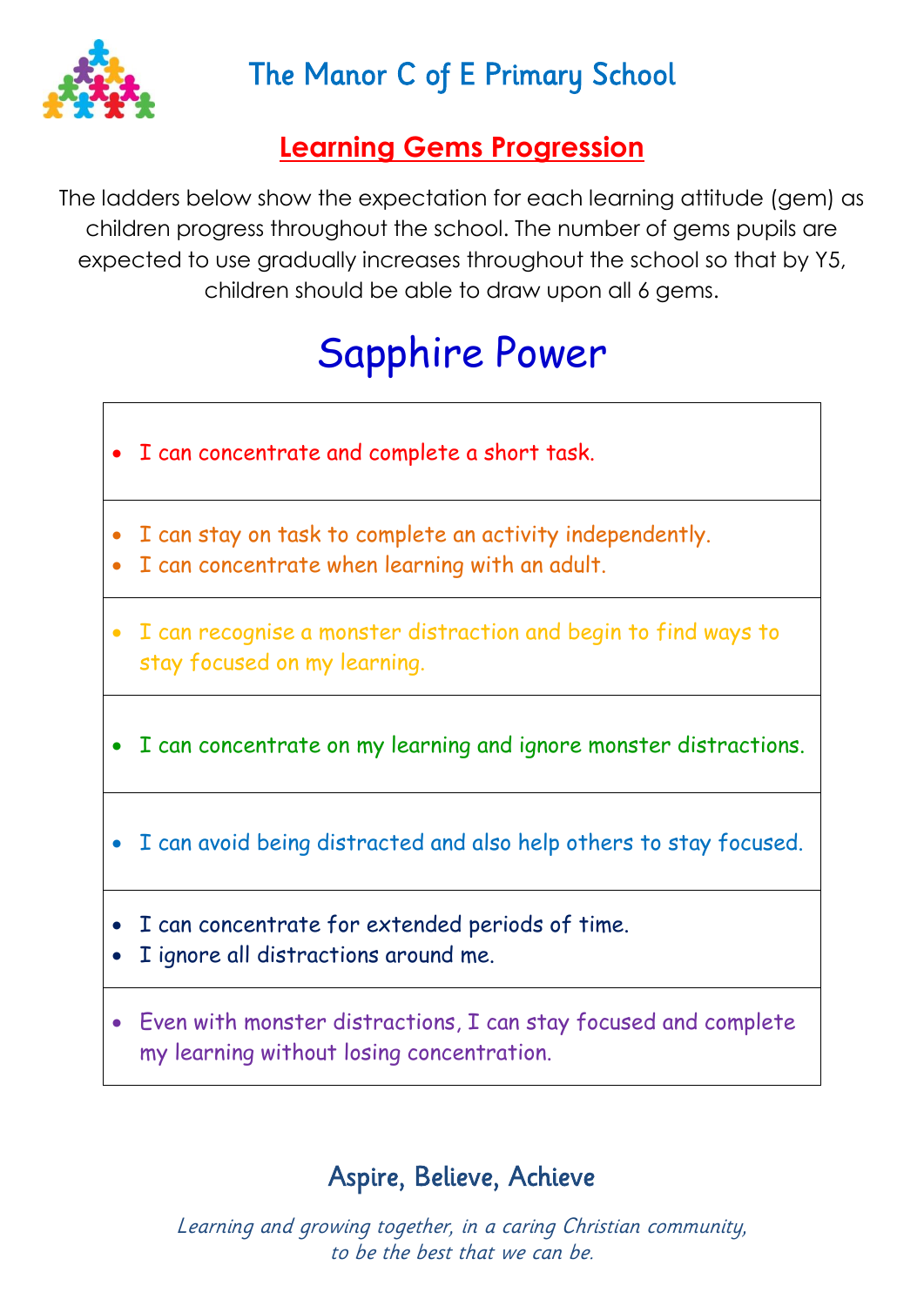# The Manor C of E Primary School

## Learning Gems Progression

The ladders below show the expectation for each learning attitude (gem) as children progress throughout the school. The number of gems pupils are expected to use gradually increases throughout the school so that by Y5, children should be able to draw upon all 6 gems.

## Sapphire Power

| |
|---|
| • I can concentrate and complete a short task. |
| • I can stay on task to complete an activity independently.<br>• I can concentrate when learning with an adult. |
| • I can recognise a monster distraction and begin to find ways to stay focused on my learning. |
| • I can concentrate on my learning and ignore monster distractions. |
| • I can avoid being distracted and also help others to stay focused. |
| • I can concentrate for extended periods of time.<br>• I ignore all distractions around me. |
| • Even with monster distractions, I can stay focused and complete my learning without losing concentration. |

**Aspire, Believe, Achieve**

*Learning and growing together, in a caring Christian community, to be the best that we can be.*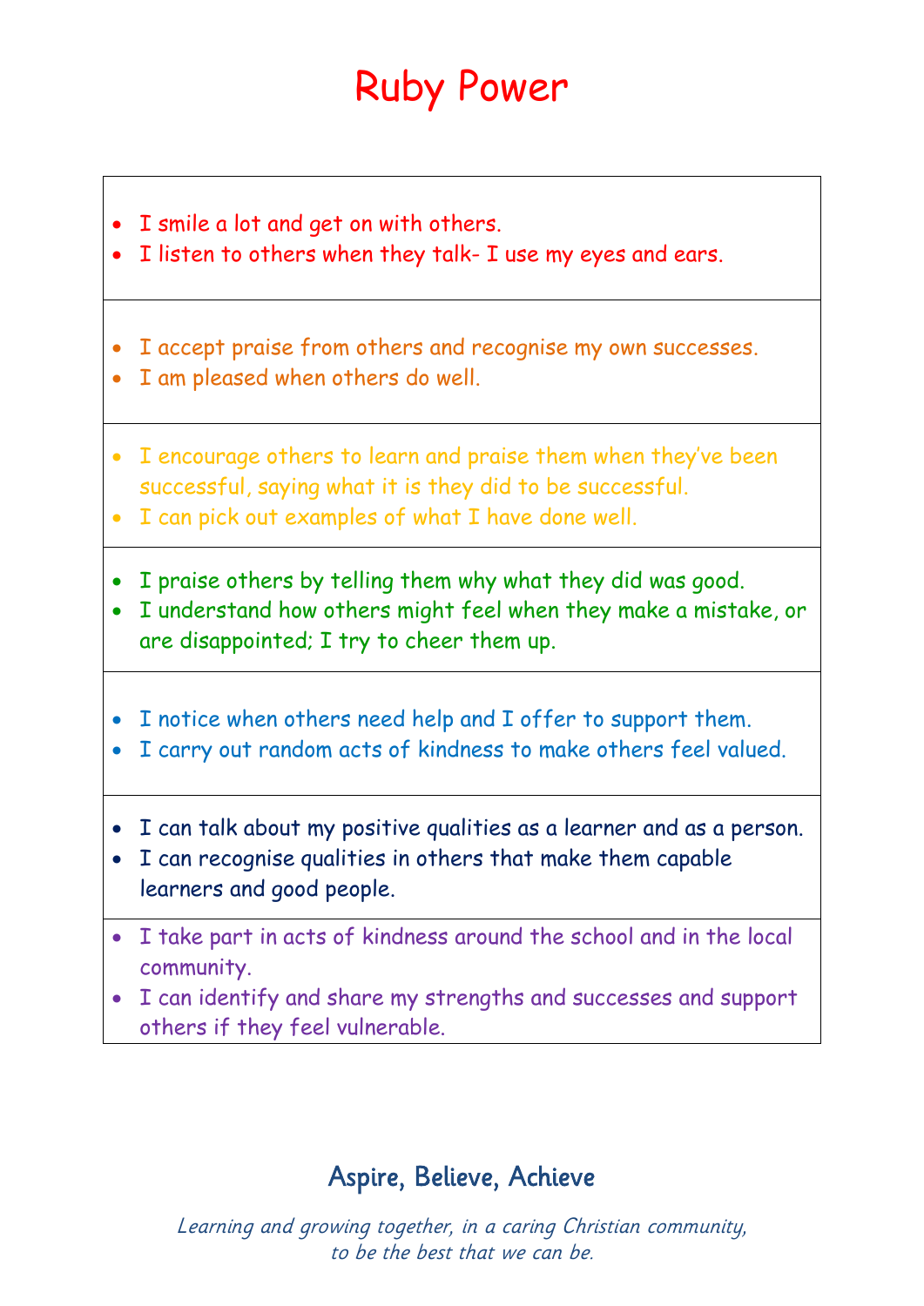# Ruby Power

- I smile a lot and get on with others.
- I listen to others when they talk- I use my eyes and ears.

---

- I accept praise from others and recognise my own successes.
- I am pleased when others do well.

---

- I encourage others to learn and praise them when they've been successful, saying what it is they did to be successful.
- I can pick out examples of what I have done well.

---

- I praise others by telling them why what they did was good.
- I understand how others might feel when they make a mistake, or are disappointed; I try to cheer them up.

---

- I notice when others need help and I offer to support them.
- I carry out random acts of kindness to make others feel valued.

---

- I can talk about my positive qualities as a learner and as a person.
- I can recognise qualities in others that make them capable learners and good people.

---

- I take part in acts of kindness around the school and in the local community.
- I can identify and share my strengths and successes and support others if they feel vulnerable.

## Aspire, Believe, Achieve

*Learning and growing together, in a caring Christian community, to be the best that we can be.*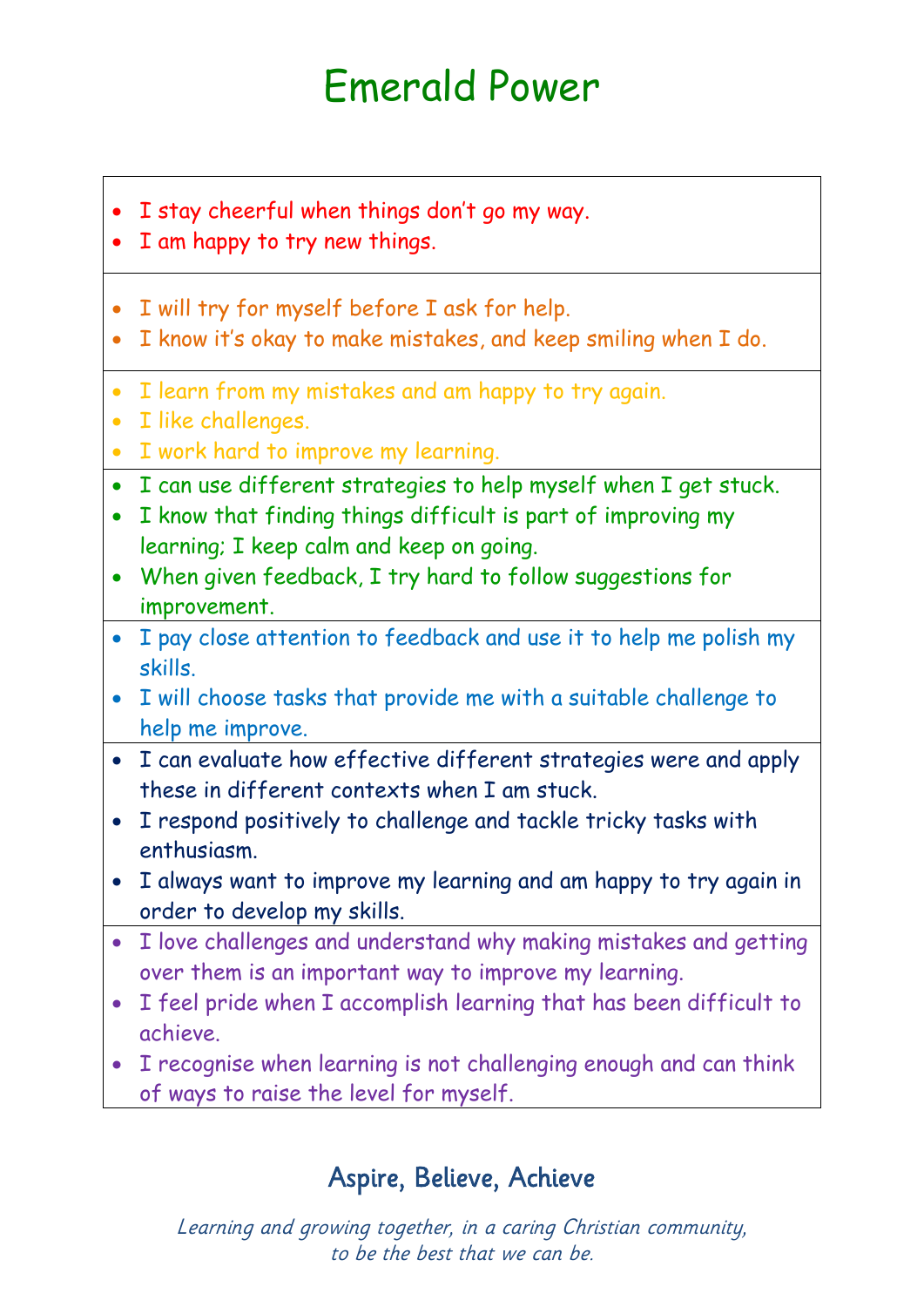# Emerald Power

- I stay cheerful when things don't go my way.
- I am happy to try new things.

---

- I will try for myself before I ask for help.
- I know it's okay to make mistakes, and keep smiling when I do.

---

- I learn from my mistakes and am happy to try again.
- I like challenges.
- I work hard to improve my learning.

---

- I can use different strategies to help myself when I get stuck.
- I know that finding things difficult is part of improving my learning; I keep calm and keep on going.
- When given feedback, I try hard to follow suggestions for improvement.

---

- I pay close attention to feedback and use it to help me polish my skills.
- I will choose tasks that provide me with a suitable challenge to help me improve.

---

- I can evaluate how effective different strategies were and apply these in different contexts when I am stuck.
- I respond positively to challenge and tackle tricky tasks with enthusiasm.
- I always want to improve my learning and am happy to try again in order to develop my skills.

---

- I love challenges and understand why making mistakes and getting over them is an important way to improve my learning.
- I feel pride when I accomplish learning that has been difficult to achieve.
- I recognise when learning is not challenging enough and can think of ways to raise the level for myself.

## Aspire, Believe, Achieve

*Learning and growing together, in a caring Christian community, to be the best that we can be.*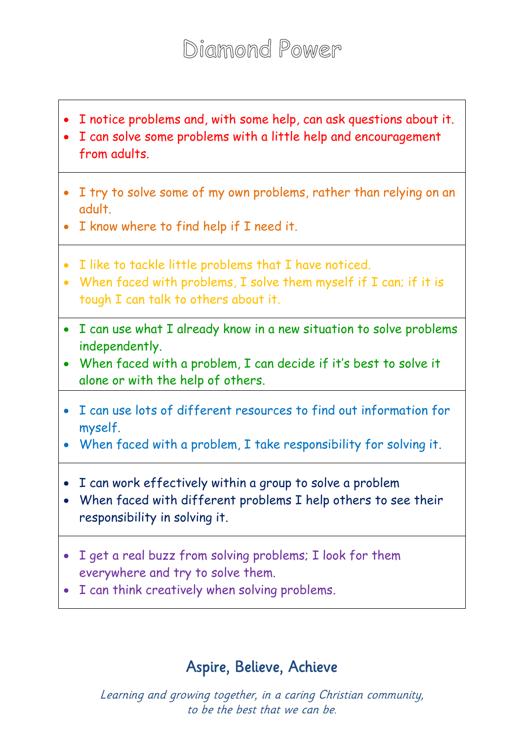# Diamond Power

- I notice problems and, with some help, can ask questions about it.
- I can solve some problems with a little help and encouragement from adults.

---

- I try to solve some of my own problems, rather than relying on an adult.
- I know where to find help if I need it.

---

- I like to tackle little problems that I have noticed.
- When faced with problems, I solve them myself if I can; if it is tough I can talk to others about it.

---

- I can use what I already know in a new situation to solve problems independently.
- When faced with a problem, I can decide if it's best to solve it alone or with the help of others.

---

- I can use lots of different resources to find out information for myself.
- When faced with a problem, I take responsibility for solving it.

---

- I can work effectively within a group to solve a problem
- When faced with different problems I help others to see their responsibility in solving it.

---

- I get a real buzz from solving problems; I look for them everywhere and try to solve them.
- I can think creatively when solving problems.

## Aspire, Believe, Achieve

*Learning and growing together, in a caring Christian community, to be the best that we can be.*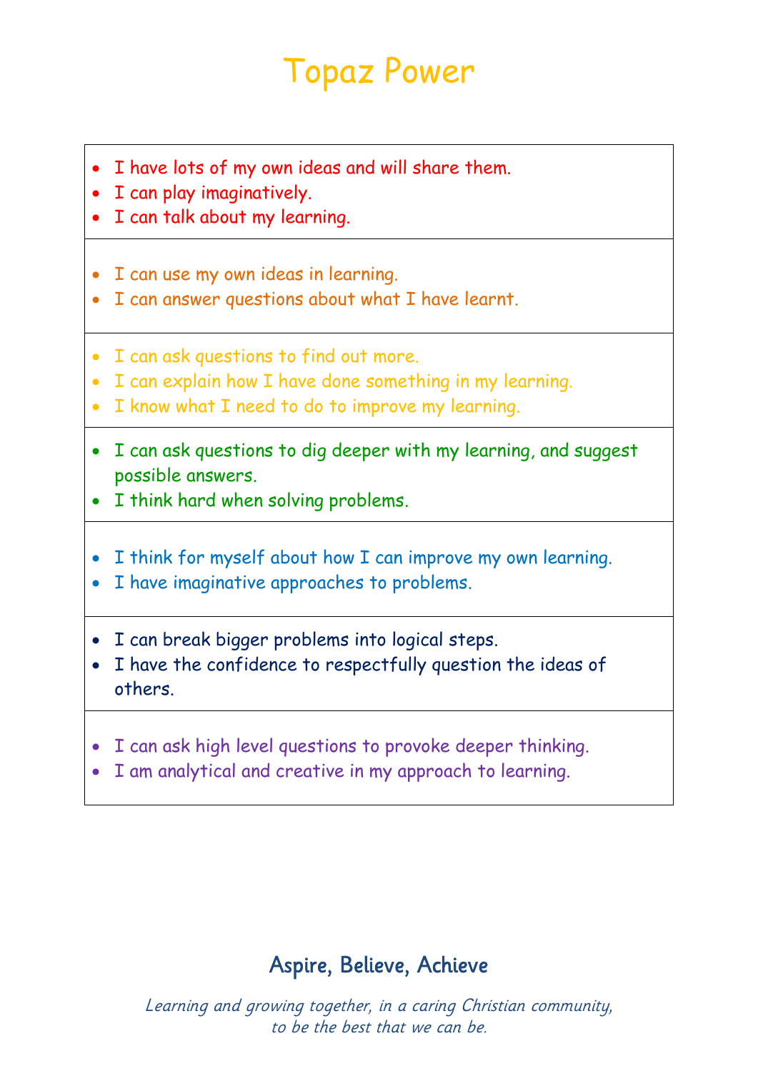# Topaz Power

- I have lots of my own ideas and will share them.
- I can play imaginatively.
- I can talk about my learning.

---

- I can use my own ideas in learning.
- I can answer questions about what I have learnt.

---

- I can ask questions to find out more.
- I can explain how I have done something in my learning.
- I know what I need to do to improve my learning.

---

- I can ask questions to dig deeper with my learning, and suggest possible answers.
- I think hard when solving problems.

---

- I think for myself about how I can improve my own learning.
- I have imaginative approaches to problems.

---

- I can break bigger problems into logical steps.
- I have the confidence to respectfully question the ideas of others.

---

- I can ask high level questions to provoke deeper thinking.
- I am analytical and creative in my approach to learning.

## Aspire, Believe, Achieve

*Learning and growing together, in a caring Christian community, to be the best that we can be.*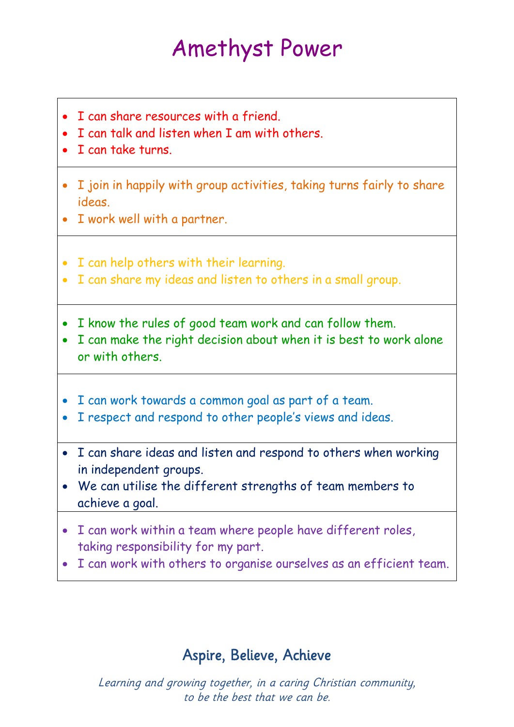# Amethyst Power

- I can share resources with a friend.
- I can talk and listen when I am with others.
- I can take turns.

---

- I join in happily with group activities, taking turns fairly to share ideas.
- I work well with a partner.

---

- I can help others with their learning.
- I can share my ideas and listen to others in a small group.

---

- I know the rules of good team work and can follow them.
- I can make the right decision about when it is best to work alone or with others.

---

- I can work towards a common goal as part of a team.
- I respect and respond to other people's views and ideas.

---

- I can share ideas and listen and respond to others when working in independent groups.
- We can utilise the different strengths of team members to achieve a goal.

---

- I can work within a team where people have different roles, taking responsibility for my part.
- I can work with others to organise ourselves as an efficient team.

## Aspire, Believe, Achieve

*Learning and growing together, in a caring Christian community, to be the best that we can be.*